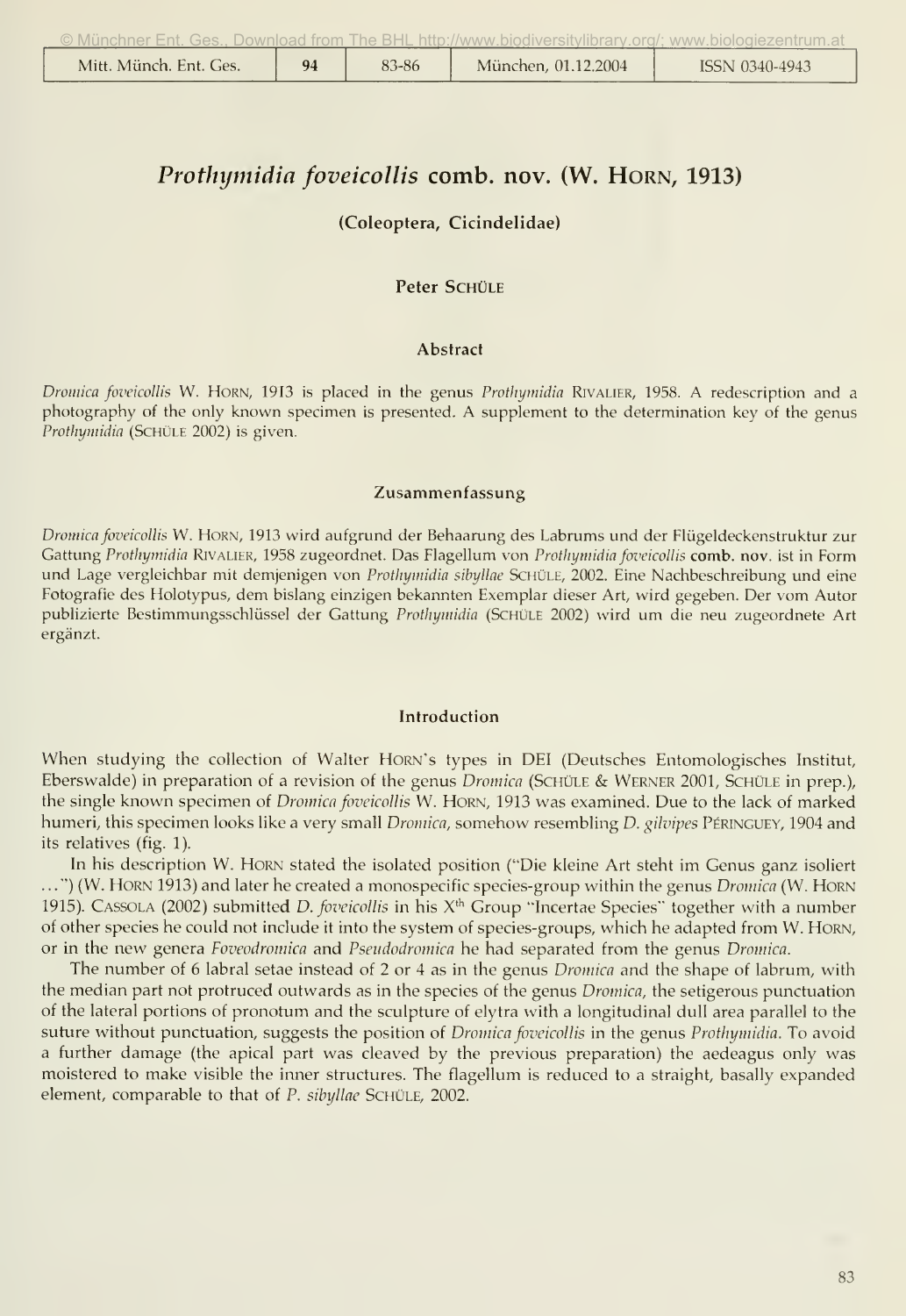# *Prothymidia foveicollis* comb. nov. (W. Horn, 1913)

**(Coleoptera, Cicindelidae)**

**Peter Schüle**

### Abstract

*Dromica foveicollis* W. Horn, 1913 is placed in the genus *Prothymidia* Rivalier, 1958. A redescription and a photography of the only known specimen is presented. A supplement to the determination key of the genus *Prothymidia* (Schüle 2002) is given.

### Zusammenfassung

*Dromica foveicollis* W. Horn, 1913 wird aufgrund der Behaarung des Labrums und der Flügeldeckenstruktur zur Gattung *Prothymidia* Rivalier, 1958 zugeordnet. Das Flagellum von *Prothymidia foveicollis* **comb. nov.** ist in Form und Lage vergleichbar mit demjenigen von *Prothymidia sibyllae* Schüle, 2002. Eine Nachbeschreibung und eine Fotografie des Holotypus, dem bislang einzigen bekannten Exemplar dieser Art, wird gegeben. Der vom Autor publizierte Bestimmungsschlüssel der Gattung *Prothymidia* (Schüle 2002) wird um die neu zugeordnete Art ergänzt.

### Introduction

When studying the collection of Walter Horn's types in DEI (Deutsches Entomologisches Institut, Eberswalde) in preparation of a revision of the genus *Dromica* (Schüle & Werner 2001, Schüle in prep.), the single known specimen of *Dromica foveicollis* W. Horn, 1913 was examined. Due to the lack of marked humeri, this specimen looks like a very small *Dromica*, somehow resembling *D. gilvipes* Péringuey, 1904 and its relatives (fig. 1).

In his description W. Horn stated the isolated position ("Die kleine Art steht im Genus ganz isoliert ...") (W. Horn 1913) and later he created a monospecific species-group within the genus *Dromica* (W. Horn 1915). Cassola (2002) submitted *D. foveicollis* in his X[th] Group "Incertae Species" together with a number of other species he could not include it into the system of species-groups, which he adapted from W. Horn, or in the new genera *Foveodromica* and *Pseudodromica* he had separated from the genus *Dromica*.

The number of 6 labral setae instead of 2 or 4 as in the genus *Dromica* and the shape of labrum, with the median part not protruced outwards as in the species of the genus *Dromica*, the setigerous punctuation of the lateral portions of pronotum and the sculpture of elytra with a longitudinal dull area parallel to the suture without punctuation, suggests the position of *Dromica foveicollis* in the genus *Prothymidia*. To avoid a further damage (the apical part was cleaved by the previous preparation) the aedeagus only was moistered to make visible the inner structures. The flagellum is reduced to a straight, basally expanded element, comparable to that of *P. sibyllae* Schüle, 2002.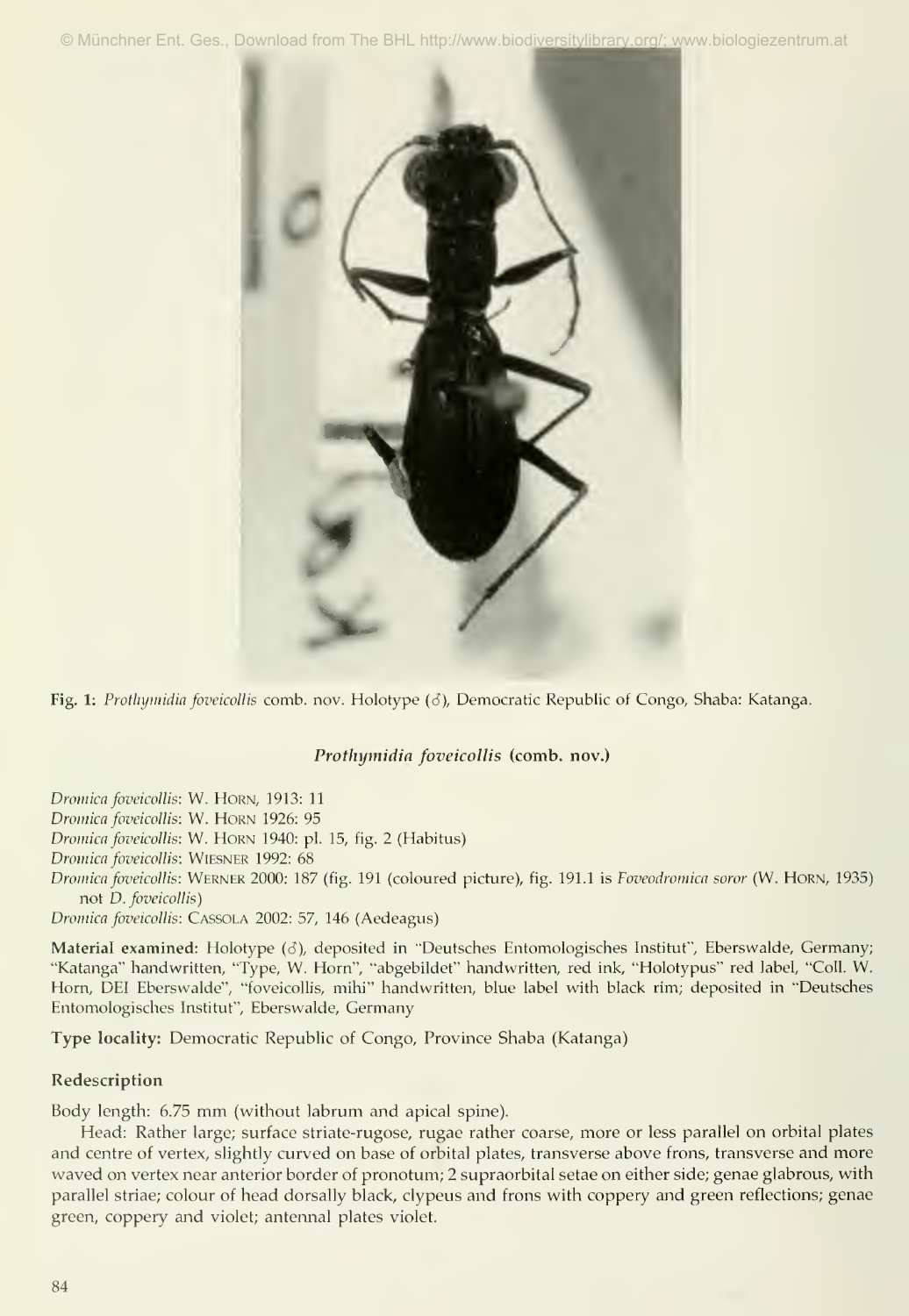Fig. 1: *Prothymidia foveicollis* comb. nov. Holotype (♂), Democratic Republic of Congo, Shaba: Katanga.

### *Prothymidia foveicollis* (comb. nov.)

*Dromica foveicollis*: W. HORN, 1913: 11
*Dromica foveicollis*: W. HORN 1926: 95
*Dromica foveicollis*: W. HORN 1940: pl. 15, fig. 2 (Habitus)
*Dromica foveicollis*: WIESNER 1992: 68
*Dromica foveicollis*: WERNER 2000: 187 (fig. 191 (coloured picture), fig. 191.1 is *Foveodromica soror* (W. HORN, 1935) not *D. foveicollis*)
*Dromica foveicollis*: CASSOLA 2002: 57, 146 (Aedeagus)

**Material examined:** Holotype (♂), deposited in "Deutsches Entomologisches Institut", Eberswalde, Germany; "Katanga" handwritten, "Type, W. Horn", "abgebildet" handwritten, red ink, "Holotypus" red label, "Coll. W. Horn, DEI Eberswalde", "foveicollis, mihi" handwritten, blue label with black rim; deposited in "Deutsches Entomologisches Institut", Eberswalde, Germany

**Type locality:** Democratic Republic of Congo, Province Shaba (Katanga)

#### Redescription

Body length: 6.75 mm (without labrum and apical spine).

Head: Rather large; surface striate-rugose, rugae rather coarse, more or less parallel on orbital plates and centre of vertex, slightly curved on base of orbital plates, transverse above frons, transverse and more waved on vertex near anterior border of pronotum; 2 supraorbital setae on either side; genae glabrous, with parallel striae; colour of head dorsally black, clypeus and frons with coppery and green reflections; genae green, coppery and violet; antennal plates violet.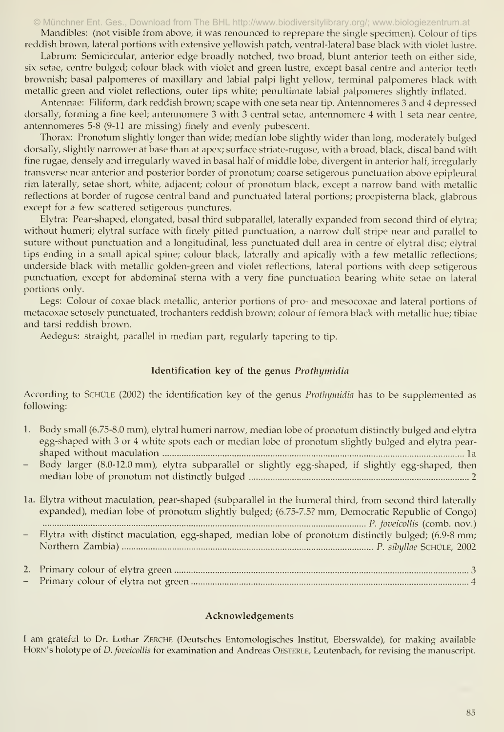Mandibles: (not visible from above, it was renounced to reprepare the single specimen). Colour of tips reddish brown, lateral portions with extensive yellowish patch, ventral-lateral base black with violet lustre.

Labrum: Semicircular, anterior edge broadly notched, two broad, blunt anterior teeth on either side, six setae, centre bulged; colour black with violet and green lustre, except basal centre and anterior teeth brownish; basal palpomeres of maxillary and labial palpi light yellow, terminal palpomeres black with metallic green and violet reflections, outer tips white; penultimate labial palpomeres slightly inflated.

Antennae: Filiform, dark reddish brown; scape with one seta near tip. Antennomeres 3 and 4 depressed dorsally, forming a fine keel; antennomere 3 with 3 central setae, antennomere 4 with 1 seta near centre, antennomeres 5-8 (9-11 are missing) finely and evenly pubescent.

Thorax: Pronotum slightly longer than wide; median lobe slightly wider than long, moderately bulged dorsally, slightly narrower at base than at apex; surface striate-rugose, with a broad, black, discal band with fine rugae, densely and irregularly waved in basal half of middle lobe, divergent in anterior half, irregularly transverse near anterior and posterior border of pronotum; coarse setigerous punctuation above epipleural rim laterally, setae short, white, adjacent; colour of pronotum black, except a narrow band with metallic reflections at border of rugose central band and punctuated lateral portions; proepisterna black, glabrous except for a few scattered setigerous punctures.

Elytra: Pear-shaped, elongated, basal third subparallel, laterally expanded from second third of elytra; without humeri; elytral surface with finely pitted punctuation, a narrow dull stripe near and parallel to suture without punctuation and a longitudinal, less punctuated dull area in centre of elytral disc; elytral tips ending in a small apical spine; colour black, laterally and apically with a few metallic reflections; underside black with metallic golden-green and violet reflections, lateral portions with deep setigerous punctuation, except for abdominal sterna with a very fine punctuation bearing white setae on lateral portions only.

Legs: Colour of coxae black metallic, anterior portions of pro- and mesocoxae and lateral portions of metacoxae setosely punctuated, trochanters reddish brown; colour of femora black with metallic hue; tibiae and tarsi reddish brown.

Aedegus: straight, parallel in median part, regularly tapering to tip.

### Identification key of the genus *Prothymidia*

According to SCHÜLE (2002) the identification key of the genus *Prothymidia* has to be supplemented as following:

1. Body small (6.75-8.0 mm), elytral humeri narrow, median lobe of pronotum distinctly bulged and elytra egg-shaped with 3 or 4 white spots each or median lobe of pronotum slightly bulged and elytra pear-shaped without maculation ............ 1a
– Body larger (8.0-12.0 mm), elytra subparallel or slightly egg-shaped, if slightly egg-shaped, then median lobe of pronotum not distinctly bulged ............ 2

1a. Elytra without maculation, pear-shaped (subparallel in the humeral third, from second third laterally expanded), median lobe of pronotum slightly bulged; (6.75-7.5? mm, Democratic Republic of Congo) ............ *P. foveicollis* (comb. nov.)
– Elytra with distinct maculation, egg-shaped, median lobe of pronotum distinctly bulged; (6.9-8 mm; Northern Zambia) ............ *P. sibyllae* SCHÜLE, 2002

2. Primary colour of elytra green ............ 3
– Primary colour of elytra not green ............ 4

### Acknowledgements

I am grateful to Dr. Lothar ZERCHE (Deutsches Entomologisches Institut, Eberswalde), for making available HORN's holotype of *D. foveicollis* for examination and Andreas OESTERLE, Leutenbach, for revising the manuscript.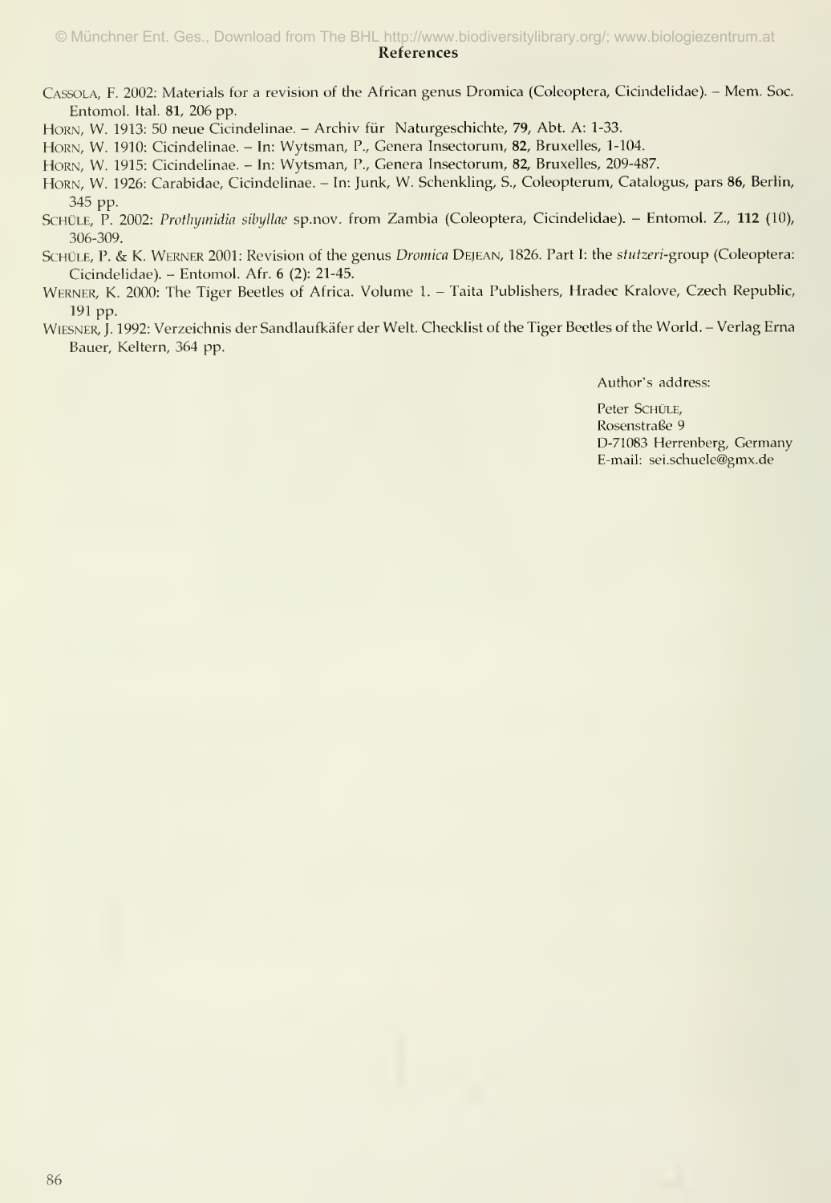## References

CASSOLA, F. 2002: Materials for a revision of the African genus Dromica (Coleoptera, Cicindelidae). – Mem. Soc. Entomol. Ital. **81**, 206 pp.

HORN, W. 1913: 50 neue Cicindelinae. – Archiv für Naturgeschichte, **79**, Abt. A: 1-33.

HORN, W. 1910: Cicindelinae. – In: Wytsman, P., Genera Insectorum, **82**, Bruxelles, 1-104.

HORN, W. 1915: Cicindelinae. – In: Wytsman, P., Genera Insectorum, **82**, Bruxelles, 209-487.

HORN, W. 1926: Carabidae, Cicindelinae. – In: Junk, W. Schenkling, S., Coleopterum, Catalogus, pars **86**, Berlin, 345 pp.

SCHÜLE, P. 2002: *Prothymidia sibyllae* sp.nov. from Zambia (Coleoptera, Cicindelidae). – Entomol. Z., **112** (10), 306-309.

SCHÜLE, P. & K. WERNER 2001: Revision of the genus *Dromica* DEJEAN, 1826. Part I: the *stutzeri*-group (Coleoptera: Cicindelidae). – Entomol. Afr. **6** (2): 21-45.

WERNER, K. 2000: The Tiger Beetles of Africa. Volume 1. – Taita Publishers, Hradec Kralove, Czech Republic, 191 pp.

WIESNER, J. 1992: Verzeichnis der Sandlaufkäfer der Welt. Checklist of the Tiger Beetles of the World. – Verlag Erna Bauer, Keltern, 364 pp.

Author's address:

Peter SCHÜLE,
Rosenstraße 9
D-71083 Herrenberg, Germany
E-mail: sei.schuele@gmx.de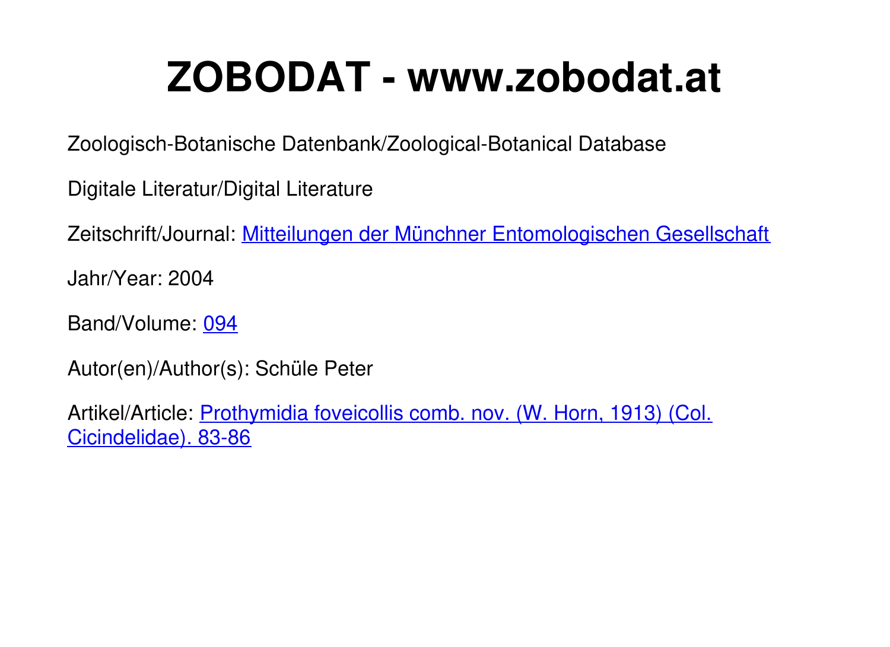# ZOBODAT - www.zobodat.at

Zoologisch-Botanische Datenbank/Zoological-Botanical Database

Digitale Literatur/Digital Literature

Zeitschrift/Journal: Mitteilungen der Münchner Entomologischen Gesellschaft

Jahr/Year: 2004

Band/Volume: 094

Autor(en)/Author(s): Schüle Peter

Artikel/Article: Prothymidia foveicollis comb. nov. (W. Horn, 1913) (Col. Cicindelidae). 83-86